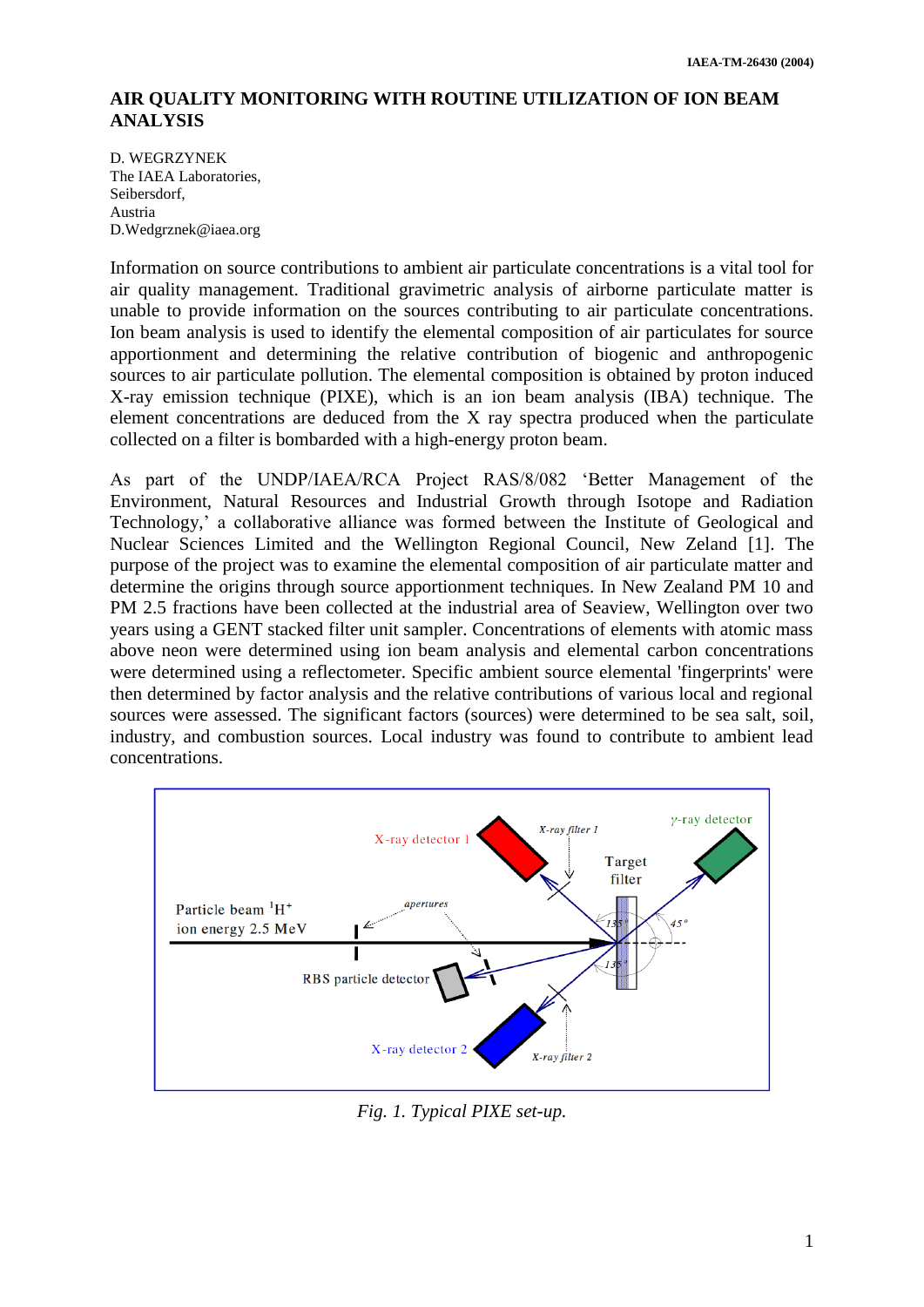IAEA-TM-26430 (2004)

# AIR QUALITY MONITORING WITH ROUTINE UTILIZATION OF ION BEAM ANALYSIS

D. WEGRZYNEK  
The IAEA Laboratories,  
Seibersdorf,  
Austria  
D.Wedgrznek@iaea.org

Information on source contributions to ambient air particulate concentrations is a vital tool for air quality management. Traditional gravimetric analysis of airborne particulate matter is unable to provide information on the sources contributing to air particulate concentrations. Ion beam analysis is used to identify the elemental composition of air particulates for source apportionment and determining the relative contribution of biogenic and anthropogenic sources to air particulate pollution. The elemental composition is obtained by proton induced X-ray emission technique (PIXE), which is an ion beam analysis (IBA) technique. The element concentrations are deduced from the X ray spectra produced when the particulate collected on a filter is bombarded with a high-energy proton beam.

As part of the UNDP/IAEA/RCA Project RAS/8/082 'Better Management of the Environment, Natural Resources and Industrial Growth through Isotope and Radiation Technology,' a collaborative alliance was formed between the Institute of Geological and Nuclear Sciences Limited and the Wellington Regional Council, New Zeland [1]. The purpose of the project was to examine the elemental composition of air particulate matter and determine the origins through source apportionment techniques. In New Zealand PM 10 and PM 2.5 fractions have been collected at the industrial area of Seaview, Wellington over two years using a GENT stacked filter unit sampler. Concentrations of elements with atomic mass above neon were determined using ion beam analysis and elemental carbon concentrations were determined using a reflectometer. Specific ambient source elemental 'fingerprints' were then determined by factor analysis and the relative contributions of various local and regional sources were assessed. The significant factors (sources) were determined to be sea salt, soil, industry, and combustion sources. Local industry was found to contribute to ambient lead concentrations.

*Fig. 1. Typical PIXE set-up.*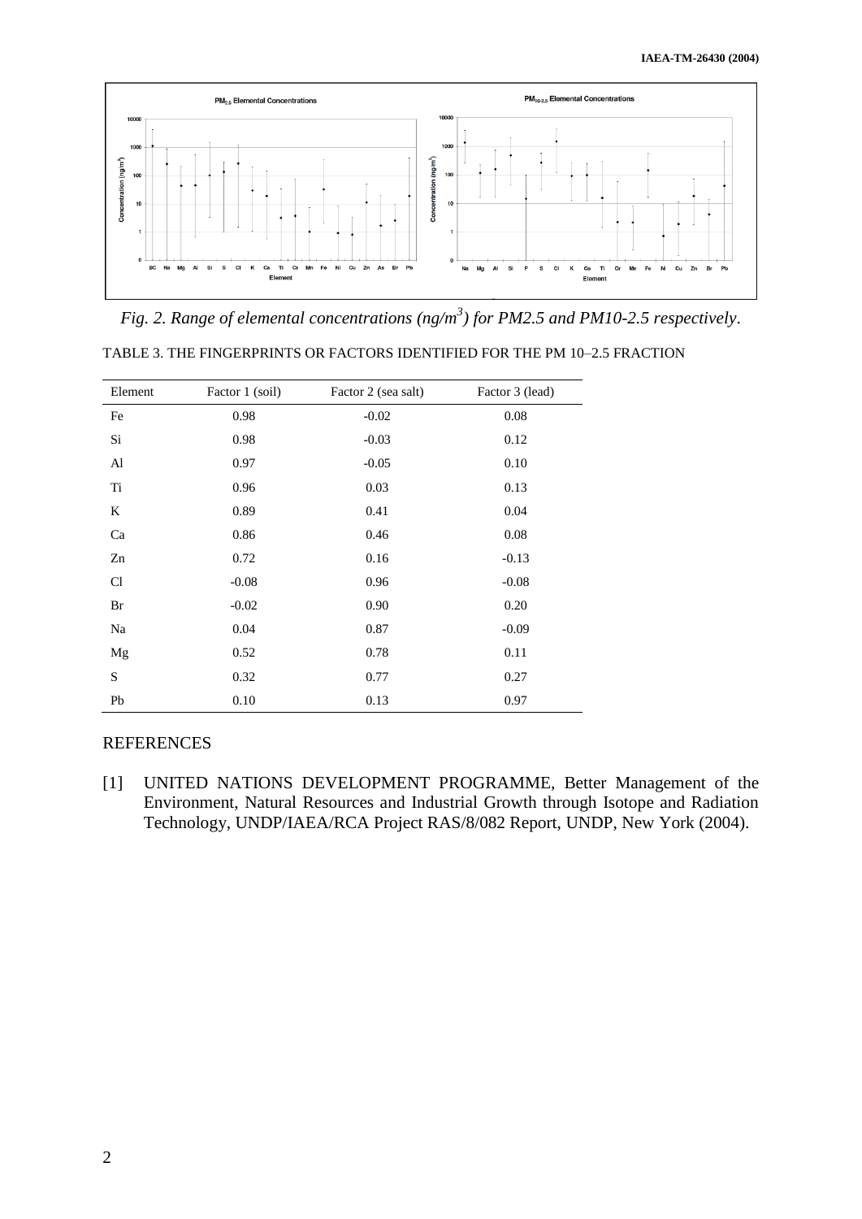PM2.5 Elemental Concentrations

10000

1000

100

10

1

0

Concentration (ng/m3)

BC Na Mg Al Si S Cl K Ca Ti Cr Mn Fe Ni Cu Zn As Br Pb

Element

PM10-2.5 Elemental Concentrations

10000

1000

100

10

1

0

Concentration (ng/m3)

Na Mg Al Si P S Cl K Ca Ti Cr Mn Fe Ni Cu Zn Br Pb

Element

*Fig. 2. Range of elemental concentrations (ng/m$^3$) for PM2.5 and PM10-2.5 respectively.*

TABLE 3. THE FINGERPRINTS OR FACTORS IDENTIFIED FOR THE PM 10–2.5 FRACTION

| Element | Factor 1 (soil) | Factor 2 (sea salt) | Factor 3 (lead) |
|---|---|---|---|
| Fe | 0.98 | -0.02 | 0.08 |
| Si | 0.98 | -0.03 | 0.12 |
| Al | 0.97 | -0.05 | 0.10 |
| Ti | 0.96 | 0.03 | 0.13 |
| K | 0.89 | 0.41 | 0.04 |
| Ca | 0.86 | 0.46 | 0.08 |
| Zn | 0.72 | 0.16 | -0.13 |
| Cl | -0.08 | 0.96 | -0.08 |
| Br | -0.02 | 0.90 | 0.20 |
| Na | 0.04 | 0.87 | -0.09 |
| Mg | 0.52 | 0.78 | 0.11 |
| S | 0.32 | 0.77 | 0.27 |
| Pb | 0.10 | 0.13 | 0.97 |

## REFERENCES

[1] UNITED NATIONS DEVELOPMENT PROGRAMME, Better Management of the Environment, Natural Resources and Industrial Growth through Isotope and Radiation Technology, UNDP/IAEA/RCA Project RAS/8/082 Report, UNDP, New York (2004).